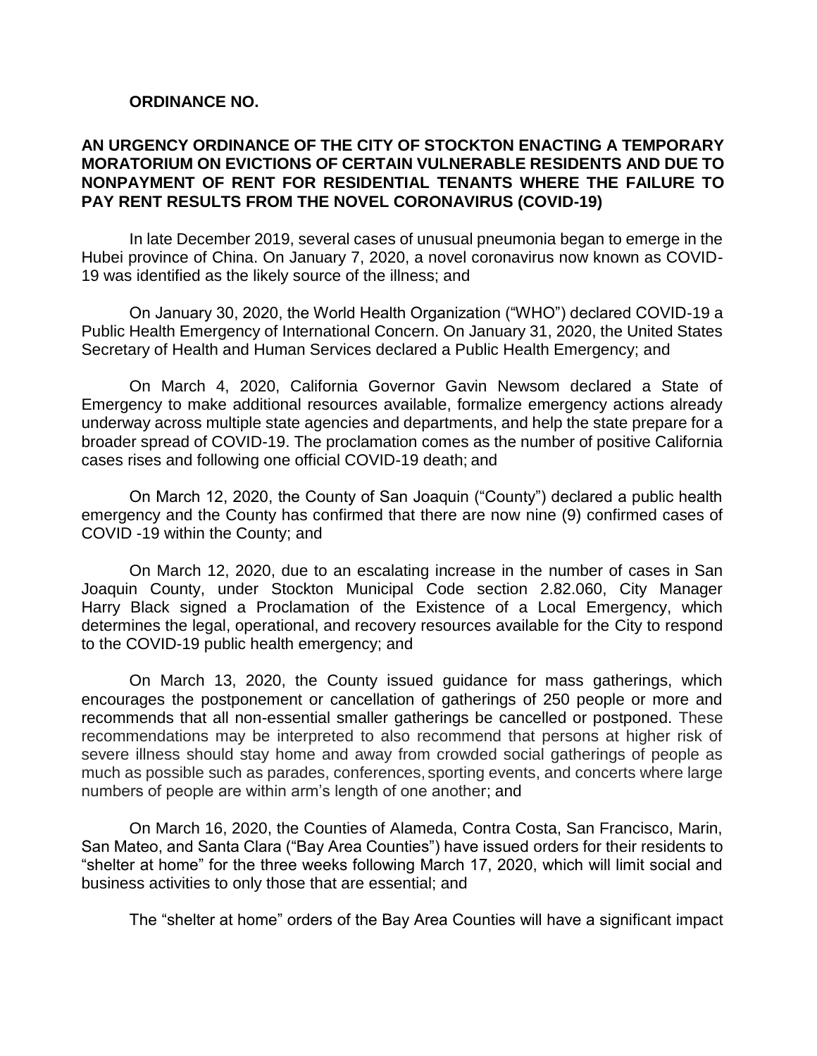**ORDINANCE NO.**

**AN URGENCY ORDINANCE OF THE CITY OF STOCKTON ENACTING A TEMPORARY MORATORIUM ON EVICTIONS OF CERTAIN VULNERABLE RESIDENTS AND DUE TO NONPAYMENT OF RENT FOR RESIDENTIAL TENANTS WHERE THE FAILURE TO PAY RENT RESULTS FROM THE NOVEL CORONAVIRUS (COVID-19)**

In late December 2019, several cases of unusual pneumonia began to emerge in the Hubei province of China. On January 7, 2020, a novel coronavirus now known as COVID-19 was identified as the likely source of the illness; and

On January 30, 2020, the World Health Organization ("WHO") declared COVID-19 a Public Health Emergency of International Concern. On January 31, 2020, the United States Secretary of Health and Human Services declared a Public Health Emergency; and

On March 4, 2020, California Governor Gavin Newsom declared a State of Emergency to make additional resources available, formalize emergency actions already underway across multiple state agencies and departments, and help the state prepare for a broader spread of COVID-19. The proclamation comes as the number of positive California cases rises and following one official COVID-19 death; and

On March 12, 2020, the County of San Joaquin ("County") declared a public health emergency and the County has confirmed that there are now nine (9) confirmed cases of COVID -19 within the County; and

On March 12, 2020, due to an escalating increase in the number of cases in San Joaquin County, under Stockton Municipal Code section 2.82.060, City Manager Harry Black signed a Proclamation of the Existence of a Local Emergency, which determines the legal, operational, and recovery resources available for the City to respond to the COVID-19 public health emergency; and

On March 13, 2020, the County issued guidance for mass gatherings, which encourages the postponement or cancellation of gatherings of 250 people or more and recommends that all non-essential smaller gatherings be cancelled or postponed. These recommendations may be interpreted to also recommend that persons at higher risk of severe illness should stay home and away from crowded social gatherings of people as much as possible such as parades, conferences, sporting events, and concerts where large numbers of people are within arm's length of one another; and

On March 16, 2020, the Counties of Alameda, Contra Costa, San Francisco, Marin, San Mateo, and Santa Clara ("Bay Area Counties") have issued orders for their residents to "shelter at home" for the three weeks following March 17, 2020, which will limit social and business activities to only those that are essential; and

The "shelter at home" orders of the Bay Area Counties will have a significant impact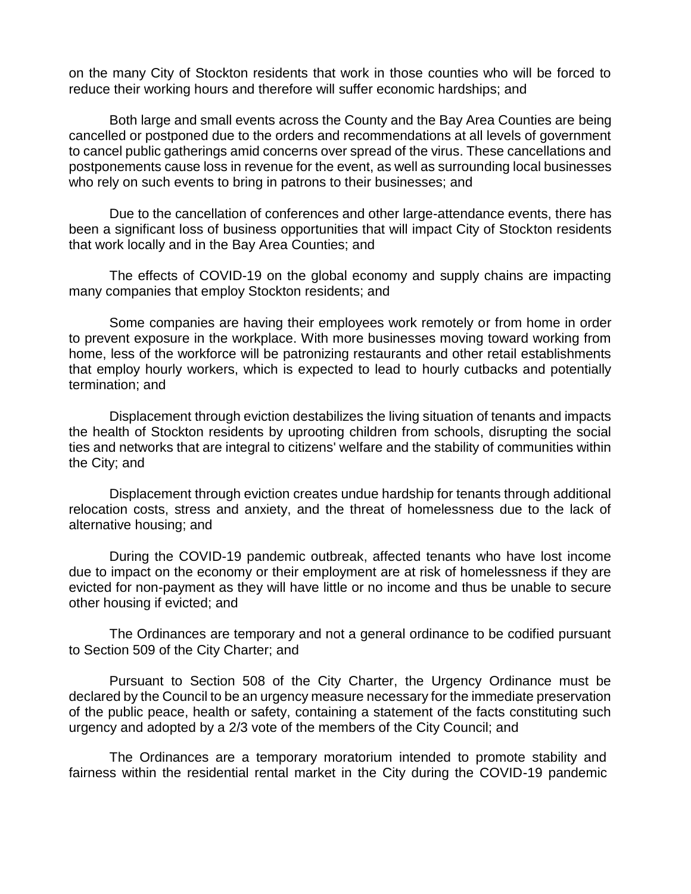on the many City of Stockton residents that work in those counties who will be forced to reduce their working hours and therefore will suffer economic hardships; and

Both large and small events across the County and the Bay Area Counties are being cancelled or postponed due to the orders and recommendations at all levels of government to cancel public gatherings amid concerns over spread of the virus. These cancellations and postponements cause loss in revenue for the event, as well as surrounding local businesses who rely on such events to bring in patrons to their businesses; and

Due to the cancellation of conferences and other large-attendance events, there has been a significant loss of business opportunities that will impact City of Stockton residents that work locally and in the Bay Area Counties; and

The effects of COVID-19 on the global economy and supply chains are impacting many companies that employ Stockton residents; and

Some companies are having their employees work remotely or from home in order to prevent exposure in the workplace. With more businesses moving toward working from home, less of the workforce will be patronizing restaurants and other retail establishments that employ hourly workers, which is expected to lead to hourly cutbacks and potentially termination; and

Displacement through eviction destabilizes the living situation of tenants and impacts the health of Stockton residents by uprooting children from schools, disrupting the social ties and networks that are integral to citizens' welfare and the stability of communities within the City; and

Displacement through eviction creates undue hardship for tenants through additional relocation costs, stress and anxiety, and the threat of homelessness due to the lack of alternative housing; and

During the COVID-19 pandemic outbreak, affected tenants who have lost income due to impact on the economy or their employment are at risk of homelessness if they are evicted for non-payment as they will have little or no income and thus be unable to secure other housing if evicted; and

The Ordinances are temporary and not a general ordinance to be codified pursuant to Section 509 of the City Charter; and

Pursuant to Section 508 of the City Charter, the Urgency Ordinance must be declared by the Council to be an urgency measure necessary for the immediate preservation of the public peace, health or safety, containing a statement of the facts constituting such urgency and adopted by a 2/3 vote of the members of the City Council; and

The Ordinances are a temporary moratorium intended to promote stability and fairness within the residential rental market in the City during the COVID-19 pandemic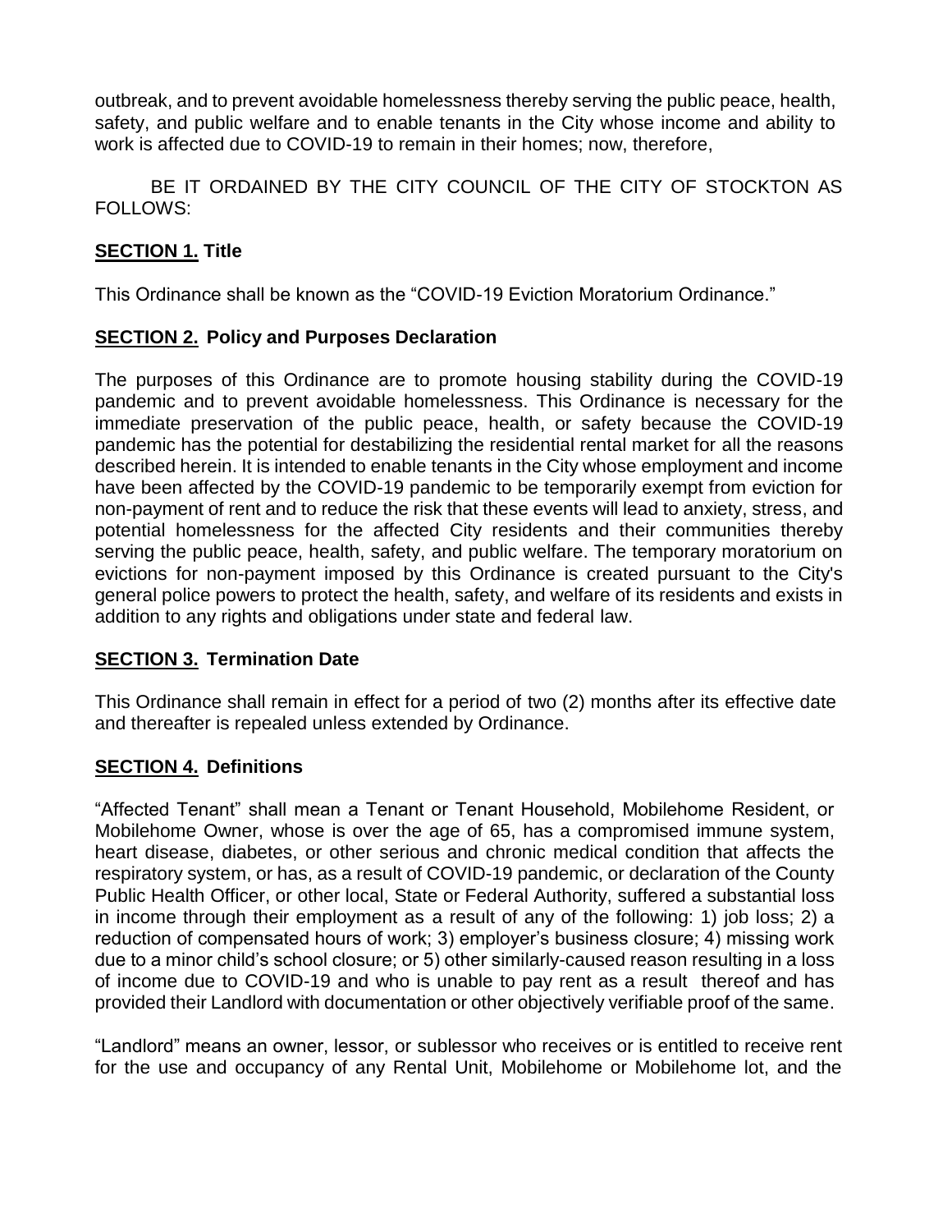outbreak, and to prevent avoidable homelessness thereby serving the public peace, health, safety, and public welfare and to enable tenants in the City whose income and ability to work is affected due to COVID-19 to remain in their homes; now, therefore,

BE IT ORDAINED BY THE CITY COUNCIL OF THE CITY OF STOCKTON AS FOLLOWS:

## SECTION 1. Title

This Ordinance shall be known as the "COVID-19 Eviction Moratorium Ordinance."

## SECTION 2. Policy and Purposes Declaration

The purposes of this Ordinance are to promote housing stability during the COVID-19 pandemic and to prevent avoidable homelessness. This Ordinance is necessary for the immediate preservation of the public peace, health, or safety because the COVID-19 pandemic has the potential for destabilizing the residential rental market for all the reasons described herein. It is intended to enable tenants in the City whose employment and income have been affected by the COVID-19 pandemic to be temporarily exempt from eviction for non-payment of rent and to reduce the risk that these events will lead to anxiety, stress, and potential homelessness for the affected City residents and their communities thereby serving the public peace, health, safety, and public welfare. The temporary moratorium on evictions for non-payment imposed by this Ordinance is created pursuant to the City's general police powers to protect the health, safety, and welfare of its residents and exists in addition to any rights and obligations under state and federal law.

## SECTION 3. Termination Date

This Ordinance shall remain in effect for a period of two (2) months after its effective date and thereafter is repealed unless extended by Ordinance.

## SECTION 4. Definitions

"Affected Tenant" shall mean a Tenant or Tenant Household, Mobilehome Resident, or Mobilehome Owner, whose is over the age of 65, has a compromised immune system, heart disease, diabetes, or other serious and chronic medical condition that affects the respiratory system, or has, as a result of COVID-19 pandemic, or declaration of the County Public Health Officer, or other local, State or Federal Authority, suffered a substantial loss in income through their employment as a result of any of the following: 1) job loss; 2) a reduction of compensated hours of work; 3) employer's business closure; 4) missing work due to a minor child's school closure; or 5) other similarly-caused reason resulting in a loss of income due to COVID-19 and who is unable to pay rent as a result thereof and has provided their Landlord with documentation or other objectively verifiable proof of the same.

"Landlord" means an owner, lessor, or sublessor who receives or is entitled to receive rent for the use and occupancy of any Rental Unit, Mobilehome or Mobilehome lot, and the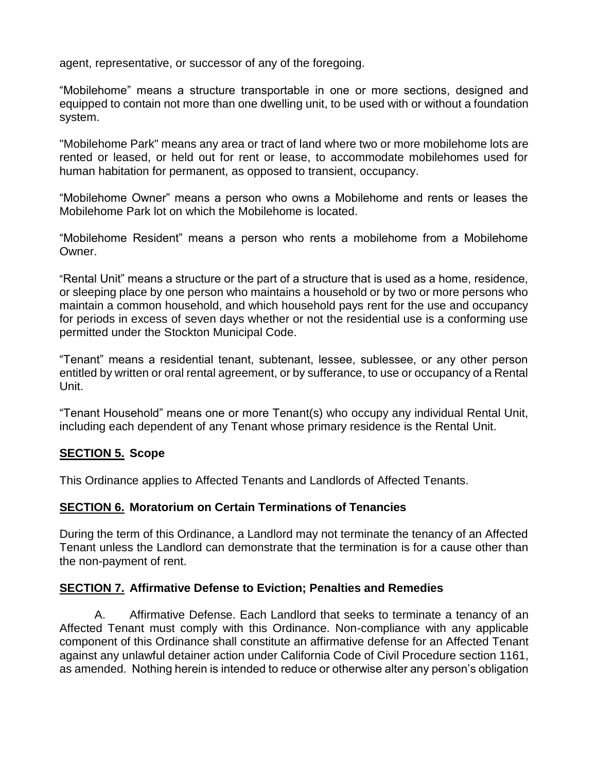agent, representative, or successor of any of the foregoing.

"Mobilehome" means a structure transportable in one or more sections, designed and equipped to contain not more than one dwelling unit, to be used with or without a foundation system.

"Mobilehome Park" means any area or tract of land where two or more mobilehome lots are rented or leased, or held out for rent or lease, to accommodate mobilehomes used for human habitation for permanent, as opposed to transient, occupancy.

"Mobilehome Owner" means a person who owns a Mobilehome and rents or leases the Mobilehome Park lot on which the Mobilehome is located.

"Mobilehome Resident" means a person who rents a mobilehome from a Mobilehome Owner.

"Rental Unit" means a structure or the part of a structure that is used as a home, residence, or sleeping place by one person who maintains a household or by two or more persons who maintain a common household, and which household pays rent for the use and occupancy for periods in excess of seven days whether or not the residential use is a conforming use permitted under the Stockton Municipal Code.

"Tenant" means a residential tenant, subtenant, lessee, sublessee, or any other person entitled by written or oral rental agreement, or by sufferance, to use or occupancy of a Rental Unit.

"Tenant Household" means one or more Tenant(s) who occupy any individual Rental Unit, including each dependent of any Tenant whose primary residence is the Rental Unit.

## SECTION 5. Scope

This Ordinance applies to Affected Tenants and Landlords of Affected Tenants.

## SECTION 6. Moratorium on Certain Terminations of Tenancies

During the term of this Ordinance, a Landlord may not terminate the tenancy of an Affected Tenant unless the Landlord can demonstrate that the termination is for a cause other than the non-payment of rent.

## SECTION 7. Affirmative Defense to Eviction; Penalties and Remedies

A. Affirmative Defense. Each Landlord that seeks to terminate a tenancy of an Affected Tenant must comply with this Ordinance. Non-compliance with any applicable component of this Ordinance shall constitute an affirmative defense for an Affected Tenant against any unlawful detainer action under California Code of Civil Procedure section 1161, as amended. Nothing herein is intended to reduce or otherwise alter any person's obligation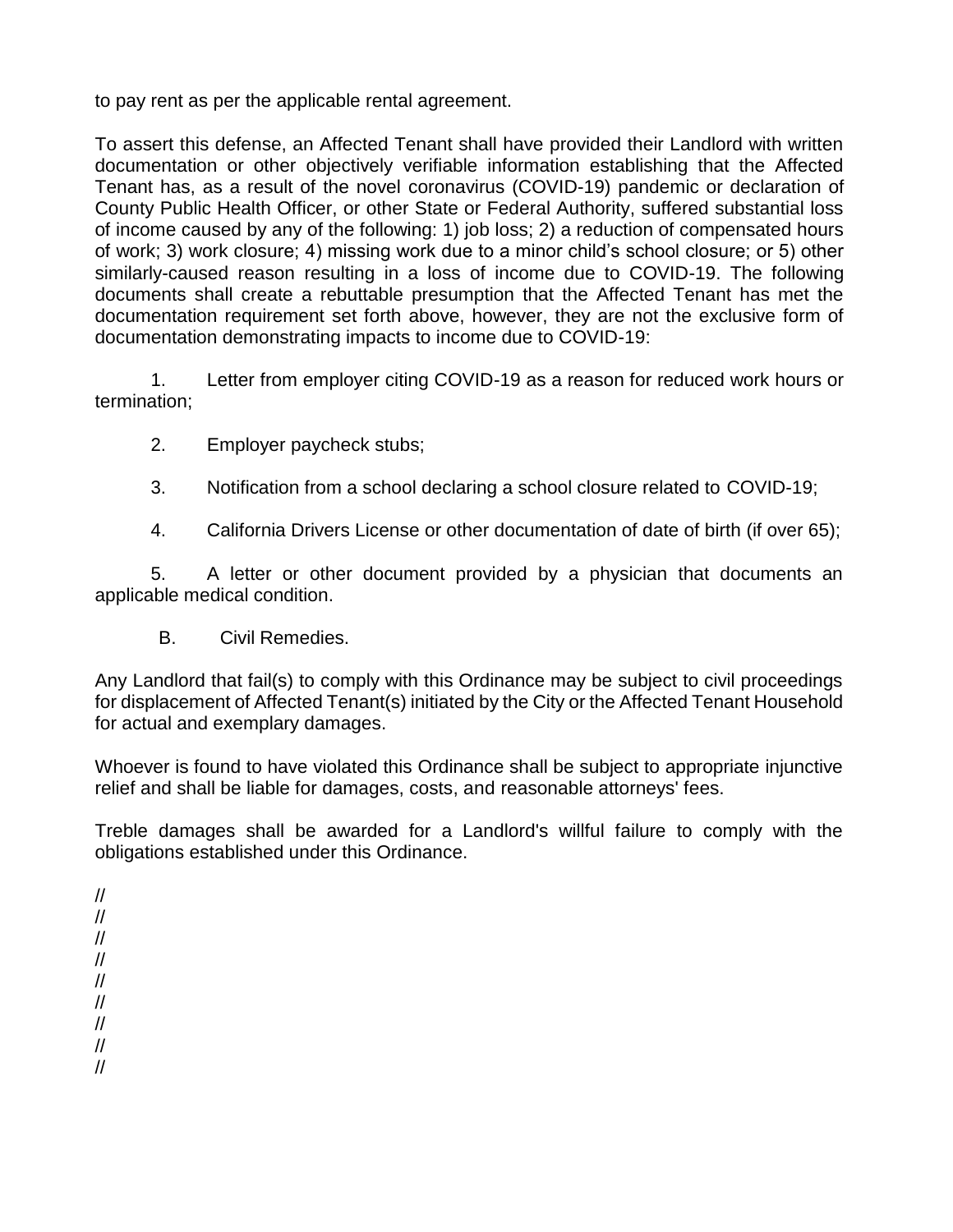to pay rent as per the applicable rental agreement.

To assert this defense, an Affected Tenant shall have provided their Landlord with written documentation or other objectively verifiable information establishing that the Affected Tenant has, as a result of the novel coronavirus (COVID-19) pandemic or declaration of County Public Health Officer, or other State or Federal Authority, suffered substantial loss of income caused by any of the following: 1) job loss; 2) a reduction of compensated hours of work; 3) work closure; 4) missing work due to a minor child's school closure; or 5) other similarly-caused reason resulting in a loss of income due to COVID-19. The following documents shall create a rebuttable presumption that the Affected Tenant has met the documentation requirement set forth above, however, they are not the exclusive form of documentation demonstrating impacts to income due to COVID-19:

1. Letter from employer citing COVID-19 as a reason for reduced work hours or termination;

2. Employer paycheck stubs;

3. Notification from a school declaring a school closure related to COVID-19;

4. California Drivers License or other documentation of date of birth (if over 65);

5. A letter or other document provided by a physician that documents an applicable medical condition.

B. Civil Remedies.

Any Landlord that fail(s) to comply with this Ordinance may be subject to civil proceedings for displacement of Affected Tenant(s) initiated by the City or the Affected Tenant Household for actual and exemplary damages.

Whoever is found to have violated this Ordinance shall be subject to appropriate injunctive relief and shall be liable for damages, costs, and reasonable attorneys' fees.

Treble damages shall be awarded for a Landlord's willful failure to comply with the obligations established under this Ordinance.

//
//
//
//
//
//
//
//
//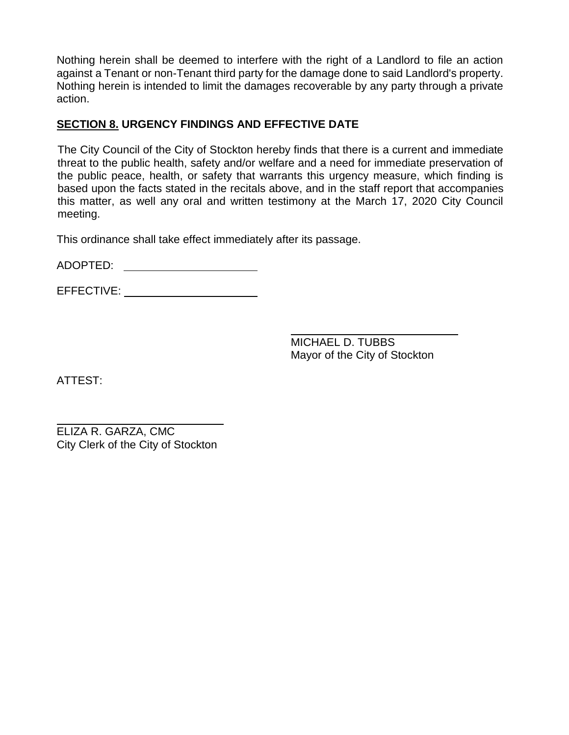Nothing herein shall be deemed to interfere with the right of a Landlord to file an action against a Tenant or non-Tenant third party for the damage done to said Landlord's property. Nothing herein is intended to limit the damages recoverable by any party through a private action.

**SECTION 8. URGENCY FINDINGS AND EFFECTIVE DATE**

The City Council of the City of Stockton hereby finds that there is a current and immediate threat to the public health, safety and/or welfare and a need for immediate preservation of the public peace, health, or safety that warrants this urgency measure, which finding is based upon the facts stated in the recitals above, and in the staff report that accompanies this matter, as well any oral and written testimony at the March 17, 2020 City Council meeting.

This ordinance shall take effect immediately after its passage.

ADOPTED: ____________________

EFFECTIVE: ____________________

____________________________
MICHAEL D. TUBBS
Mayor of the City of Stockton

ATTEST:

____________________________
ELIZA R. GARZA, CMC
City Clerk of the City of Stockton